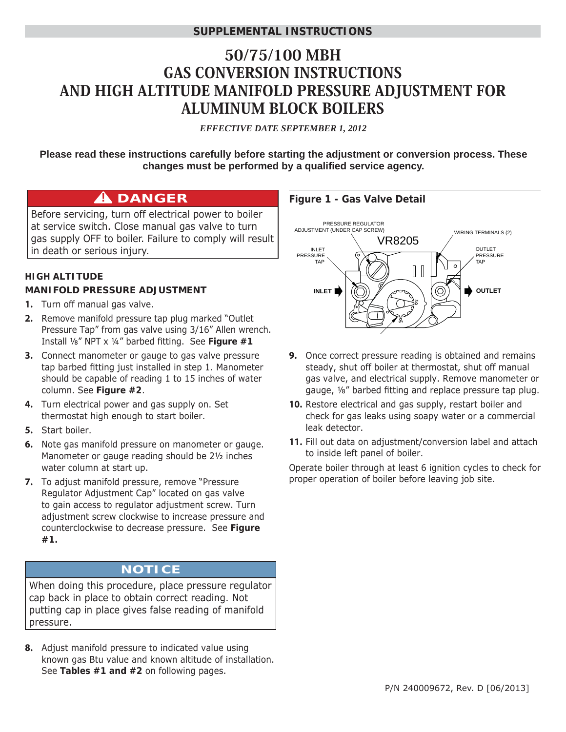SUPPLEMENTAL INSTRUCTIONS

# 50/75/100 MBH
# GAS CONVERSION INSTRUCTIONS
# AND HIGH ALTITUDE MANIFOLD PRESSURE ADJUSTMENT FOR ALUMINUM BLOCK BOILERS

*EFFECTIVE DATE SEPTEMBER 1, 2012*

**Please read these instructions carefully before starting the adjustment or conversion process. These changes must be performed by a qualified service agency.**

> **⚠ DANGER**
>
> Before servicing, turn off electrical power to boiler at service switch. Close manual gas valve to turn gas supply OFF to boiler. Failure to comply will result in death or serious injury.

## HIGH ALTITUDE MANIFOLD PRESSURE ADJUSTMENT

1. Turn off manual gas valve.
2. Remove manifold pressure tap plug marked "Outlet Pressure Tap" from gas valve using 3/16" Allen wrench. Install ⅛" NPT x ¼" barbed fitting. See **Figure #1**
3. Connect manometer or gauge to gas valve pressure tap barbed fitting just installed in step 1. Manometer should be capable of reading 1 to 15 inches of water column. See **Figure #2**.
4. Turn electrical power and gas supply on. Set thermostat high enough to start boiler.
5. Start boiler.
6. Note gas manifold pressure on manometer or gauge. Manometer or gauge reading should be 2½ inches water column at start up.
7. To adjust manifold pressure, remove "Pressure Regulator Adjustment Cap" located on gas valve to gain access to regulator adjustment screw. Turn adjustment screw clockwise to increase pressure and counterclockwise to decrease pressure. See **Figure #1.**

> **NOTICE**
>
> When doing this procedure, place pressure regulator cap back in place to obtain correct reading. Not putting cap in place gives false reading of manifold pressure.

8. Adjust manifold pressure to indicated value using known gas Btu value and known altitude of installation. See **Tables #1 and #2** on following pages.

**Figure 1 - Gas Valve Detail**

PRESSURE REGULATOR ADJUSTMENT (UNDER CAP SCREW) · VR8205 · WIRING TERMINALS (2) · INLET PRESSURE TAP · OUTLET PRESSURE TAP · INLET · OUTLET

9. Once correct pressure reading is obtained and remains steady, shut off boiler at thermostat, shut off manual gas valve, and electrical supply. Remove manometer or gauge, ⅛" barbed fitting and replace pressure tap plug.
10. Restore electrical and gas supply, restart boiler and check for gas leaks using soapy water or a commercial leak detector.
11. Fill out data on adjustment/conversion label and attach to inside left panel of boiler.

Operate boiler through at least 6 ignition cycles to check for proper operation of boiler before leaving job site.

P/N 240009672, Rev. D [06/2013]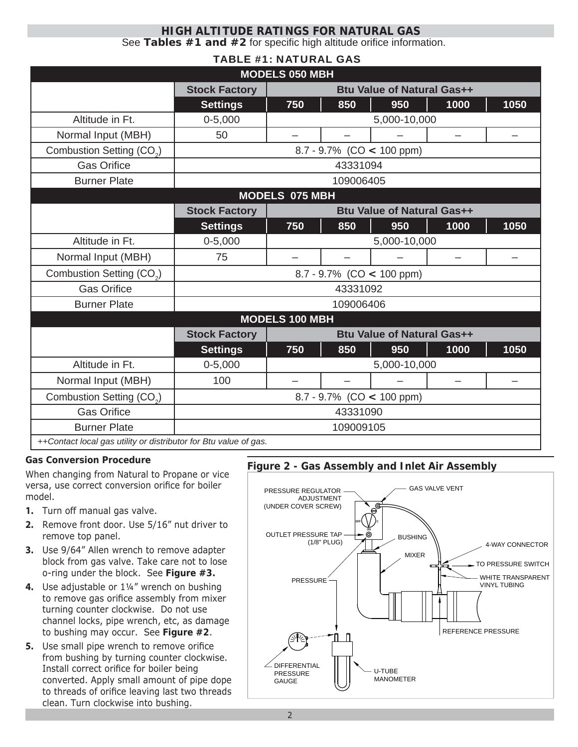## HIGH ALTITUDE RATINGS FOR NATURAL GAS

See **Tables #1 and #2** for specific high altitude orifice information.

### TABLE #1: NATURAL GAS

| MODELS 050 MBH | | | | | | |
|---|---|---|---|---|---|---|
| | **Stock Factory** | **Btu Value of Natural Gas++** | | | | |
| | **Settings** | **750** | **850** | **950** | **1000** | **1050** |
| Altitude in Ft. | 0-5,000 | 5,000-10,000 | | | | |
| Normal Input (MBH) | 50 | – | – | – | – | – |
| Combustion Setting ($CO_2$) | 8.7 - 9.7% (CO < 100 ppm) | | | | | |
| Gas Orifice | 43331094 | | | | | |
| Burner Plate | 109006405 | | | | | |
| **MODELS 075 MBH** | | | | | | |
| | **Stock Factory** | **Btu Value of Natural Gas++** | | | | |
| | **Settings** | **750** | **850** | **950** | **1000** | **1050** |
| Altitude in Ft. | 0-5,000 | 5,000-10,000 | | | | |
| Normal Input (MBH) | 75 | – | – | – | – | – |
| Combustion Setting ($CO_2$) | 8.7 - 9.7% (CO < 100 ppm) | | | | | |
| Gas Orifice | 43331092 | | | | | |
| Burner Plate | 109006406 | | | | | |
| **MODELS 100 MBH** | | | | | | |
| | **Stock Factory** | **Btu Value of Natural Gas++** | | | | |
| | **Settings** | **750** | **850** | **950** | **1000** | **1050** |
| Altitude in Ft. | 0-5,000 | 5,000-10,000 | | | | |
| Normal Input (MBH) | 100 | – | – | – | – | – |
| Combustion Setting ($CO_2$) | 8.7 - 9.7% (CO < 100 ppm) | | | | | |
| Gas Orifice | 43331090 | | | | | |
| Burner Plate | 109009105 | | | | | |

*++Contact local gas utility or distributor for Btu value of gas.*

#### Gas Conversion Procedure

When changing from Natural to Propane or vice versa, use correct conversion orifice for boiler model.

1. Turn off manual gas valve.
2. Remove front door. Use 5/16" nut driver to remove top panel.
3. Use 9/64" Allen wrench to remove adapter block from gas valve. Take care not to lose o-ring under the block. See **Figure #3.**
4. Use adjustable or 1¼" wrench on bushing to remove gas orifice assembly from mixer turning counter clockwise. Do not use channel locks, pipe wrench, etc, as damage to bushing may occur. See **Figure #2**.
5. Use small pipe wrench to remove orifice from bushing by turning counter clockwise. Install correct orifice for boiler being converted. Apply small amount of pipe dope to threads of orifice leaving last two threads clean. Turn clockwise into bushing.

**Figure 2 - Gas Assembly and Inlet Air Assembly**

PRESSURE REGULATOR ADJUSTMENT (UNDER COVER SCREW)
GAS VALVE VENT
OUTLET PRESSURE TAP (1/8" PLUG)
BUSHING
4-WAY CONNECTOR
MIXER
TO PRESSURE SWITCH
PRESSURE
WHITE TRANSPARENT VINYL TUBING
REFERENCE PRESSURE
DIFFERENTIAL PRESSURE GAUGE
U-TUBE MANOMETER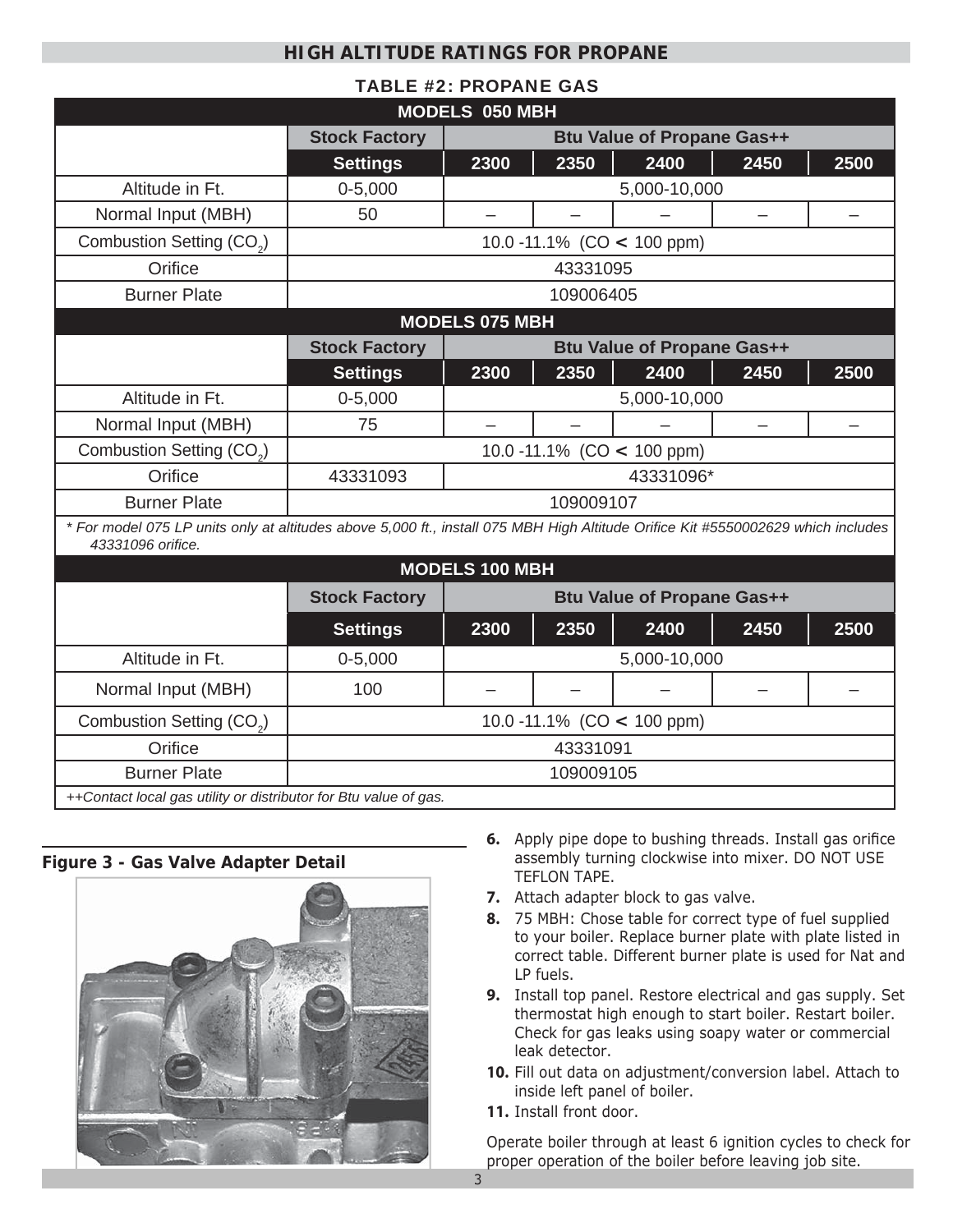## HIGH ALTITUDE RATINGS FOR PROPANE

### TABLE #2: PROPANE GAS

**MODELS 050 MBH**

| | Stock Factory | Btu Value of Propane Gas++ | | | | |
|---|---|---|---|---|---|---|
| | Settings | 2300 | 2350 | 2400 | 2450 | 2500 |
| Altitude in Ft. | 0-5,000 | 5,000-10,000 | | | | |
| Normal Input (MBH) | 50 | – | – | – | – | – |
| Combustion Setting ($CO_2$) | 10.0 -11.1% (CO < 100 ppm) | | | | | |
| Orifice | 43331095 | | | | | |
| Burner Plate | 109006405 | | | | | |

**MODELS 075 MBH**

| | Stock Factory | Btu Value of Propane Gas++ | | | | |
|---|---|---|---|---|---|---|
| | Settings | 2300 | 2350 | 2400 | 2450 | 2500 |
| Altitude in Ft. | 0-5,000 | 5,000-10,000 | | | | |
| Normal Input (MBH) | 75 | – | – | – | – | – |
| Combustion Setting ($CO_2$) | 10.0 -11.1% (CO < 100 ppm) | | | | | |
| Orifice | 43331093 | 43331096* | | | | |
| Burner Plate | 109009107 | | | | | |

*\* For model 075 LP units only at altitudes above 5,000 ft., install 075 MBH High Altitude Orifice Kit #5550002629 which includes 43331096 orifice.*

**MODELS 100 MBH**

| | Stock Factory | Btu Value of Propane Gas++ | | | | |
|---|---|---|---|---|---|---|
| | Settings | 2300 | 2350 | 2400 | 2450 | 2500 |
| Altitude in Ft. | 0-5,000 | 5,000-10,000 | | | | |
| Normal Input (MBH) | 100 | – | – | – | – | – |
| Combustion Setting ($CO_2$) | 10.0 -11.1% (CO < 100 ppm) | | | | | |
| Orifice | 43331091 | | | | | |
| Burner Plate | 109009105 | | | | | |

*++Contact local gas utility or distributor for Btu value of gas.*

**Figure 3 - Gas Valve Adapter Detail**

6. Apply pipe dope to bushing threads. Install gas orifice assembly turning clockwise into mixer. DO NOT USE TEFLON TAPE.
7. Attach adapter block to gas valve.
8. 75 MBH: Chose table for correct type of fuel supplied to your boiler. Replace burner plate with plate listed in correct table. Different burner plate is used for Nat and LP fuels.
9. Install top panel. Restore electrical and gas supply. Set thermostat high enough to start boiler. Restart boiler. Check for gas leaks using soapy water or commercial leak detector.
10. Fill out data on adjustment/conversion label. Attach to inside left panel of boiler.
11. Install front door.

Operate boiler through at least 6 ignition cycles to check for proper operation of the boiler before leaving job site.